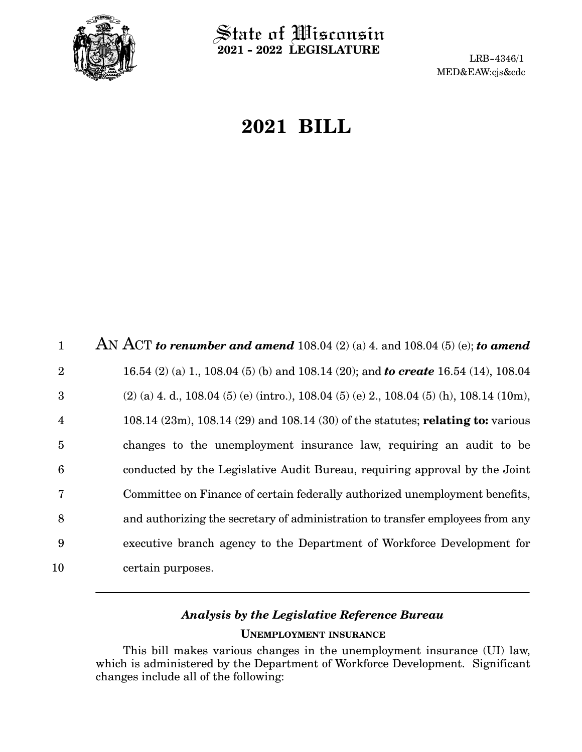State of Wisconsin
**2021 - 2022 LEGISLATURE**

LRB-4346/1
MED&EAW:cjs&cdc

# 2021 BILL

AN ACT ***to renumber and amend*** 108.04 (2) (a) 4. and 108.04 (5) (e); ***to amend*** 16.54 (2) (a) 1., 108.04 (5) (b) and 108.14 (20); and ***to create*** 16.54 (14), 108.04 (2) (a) 4. d., 108.04 (5) (e) (intro.), 108.04 (5) (e) 2., 108.04 (5) (h), 108.14 (10m), 108.14 (23m), 108.14 (29) and 108.14 (30) of the statutes; **relating to:** various changes to the unemployment insurance law, requiring an audit to be conducted by the Legislative Audit Bureau, requiring approval by the Joint Committee on Finance of certain federally authorized unemployment benefits, and authorizing the secretary of administration to transfer employees from any executive branch agency to the Department of Workforce Development for certain purposes.

## *Analysis by the Legislative Reference Bureau*

### UNEMPLOYMENT INSURANCE

This bill makes various changes in the unemployment insurance (UI) law, which is administered by the Department of Workforce Development. Significant changes include all of the following: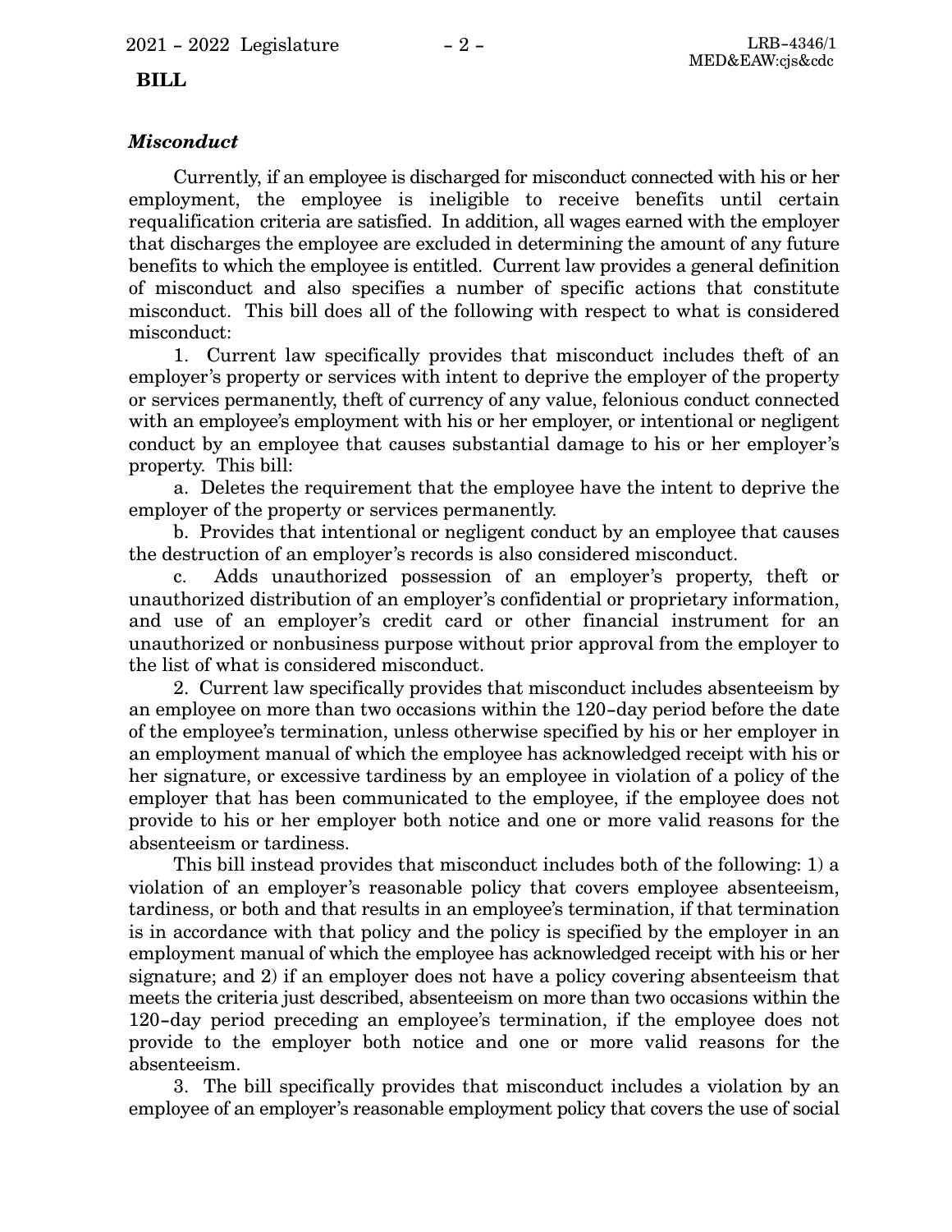***Misconduct***

Currently, if an employee is discharged for misconduct connected with his or her employment, the employee is ineligible to receive benefits until certain requalification criteria are satisfied. In addition, all wages earned with the employer that discharges the employee are excluded in determining the amount of any future benefits to which the employee is entitled. Current law provides a general definition of misconduct and also specifies a number of specific actions that constitute misconduct. This bill does all of the following with respect to what is considered misconduct:

1. Current law specifically provides that misconduct includes theft of an employer's property or services with intent to deprive the employer of the property or services permanently, theft of currency of any value, felonious conduct connected with an employee's employment with his or her employer, or intentional or negligent conduct by an employee that causes substantial damage to his or her employer's property. This bill:

a. Deletes the requirement that the employee have the intent to deprive the employer of the property or services permanently.

b. Provides that intentional or negligent conduct by an employee that causes the destruction of an employer's records is also considered misconduct.

c. Adds unauthorized possession of an employer's property, theft or unauthorized distribution of an employer's confidential or proprietary information, and use of an employer's credit card or other financial instrument for an unauthorized or nonbusiness purpose without prior approval from the employer to the list of what is considered misconduct.

2. Current law specifically provides that misconduct includes absenteeism by an employee on more than two occasions within the 120-day period before the date of the employee's termination, unless otherwise specified by his or her employer in an employment manual of which the employee has acknowledged receipt with his or her signature, or excessive tardiness by an employee in violation of a policy of the employer that has been communicated to the employee, if the employee does not provide to his or her employer both notice and one or more valid reasons for the absenteeism or tardiness.

This bill instead provides that misconduct includes both of the following: 1) a violation of an employer's reasonable policy that covers employee absenteeism, tardiness, or both and that results in an employee's termination, if that termination is in accordance with that policy and the policy is specified by the employer in an employment manual of which the employee has acknowledged receipt with his or her signature; and 2) if an employer does not have a policy covering absenteeism that meets the criteria just described, absenteeism on more than two occasions within the 120-day period preceding an employee's termination, if the employee does not provide to the employer both notice and one or more valid reasons for the absenteeism.

3. The bill specifically provides that misconduct includes a violation by an employee of an employer's reasonable employment policy that covers the use of social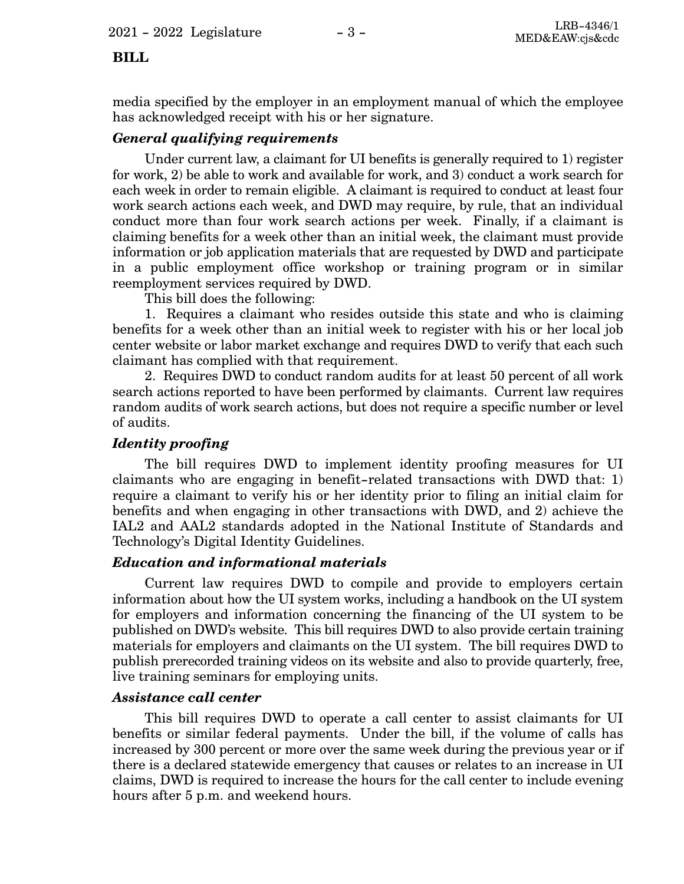media specified by the employer in an employment manual of which the employee has acknowledged receipt with his or her signature.

***General qualifying requirements***

Under current law, a claimant for UI benefits is generally required to 1) register for work, 2) be able to work and available for work, and 3) conduct a work search for each week in order to remain eligible. A claimant is required to conduct at least four work search actions each week, and DWD may require, by rule, that an individual conduct more than four work search actions per week. Finally, if a claimant is claiming benefits for a week other than an initial week, the claimant must provide information or job application materials that are requested by DWD and participate in a public employment office workshop or training program or in similar reemployment services required by DWD.

This bill does the following:

1. Requires a claimant who resides outside this state and who is claiming benefits for a week other than an initial week to register with his or her local job center website or labor market exchange and requires DWD to verify that each such claimant has complied with that requirement.

2. Requires DWD to conduct random audits for at least 50 percent of all work search actions reported to have been performed by claimants. Current law requires random audits of work search actions, but does not require a specific number or level of audits.

***Identity proofing***

The bill requires DWD to implement identity proofing measures for UI claimants who are engaging in benefit-related transactions with DWD that: 1) require a claimant to verify his or her identity prior to filing an initial claim for benefits and when engaging in other transactions with DWD, and 2) achieve the IAL2 and AAL2 standards adopted in the National Institute of Standards and Technology's Digital Identity Guidelines.

***Education and informational materials***

Current law requires DWD to compile and provide to employers certain information about how the UI system works, including a handbook on the UI system for employers and information concerning the financing of the UI system to be published on DWD's website. This bill requires DWD to also provide certain training materials for employers and claimants on the UI system. The bill requires DWD to publish prerecorded training videos on its website and also to provide quarterly, free, live training seminars for employing units.

***Assistance call center***

This bill requires DWD to operate a call center to assist claimants for UI benefits or similar federal payments. Under the bill, if the volume of calls has increased by 300 percent or more over the same week during the previous year or if there is a declared statewide emergency that causes or relates to an increase in UI claims, DWD is required to increase the hours for the call center to include evening hours after 5 p.m. and weekend hours.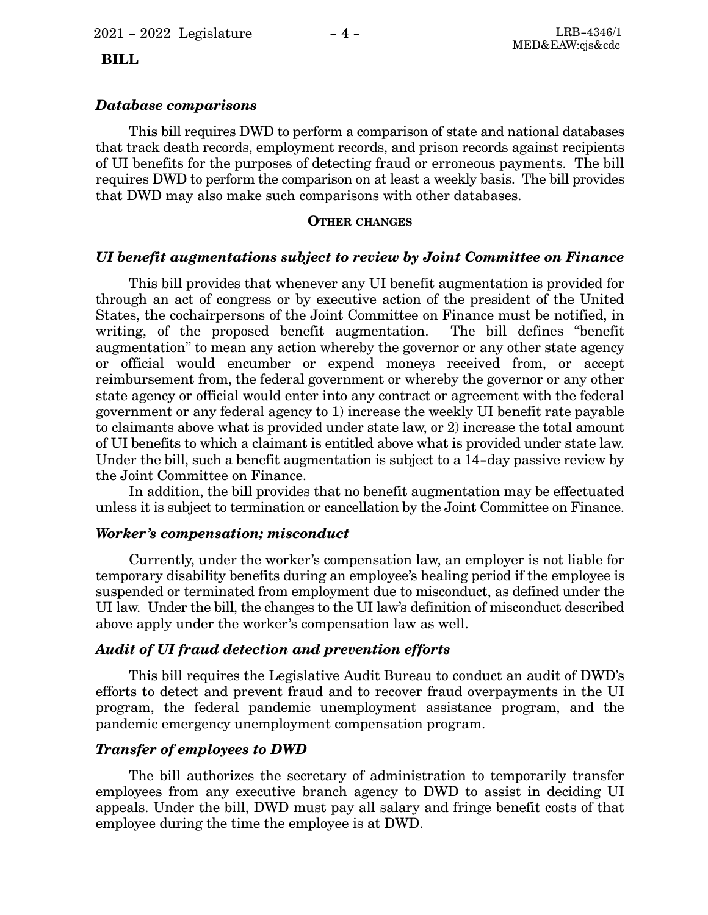***Database comparisons***

This bill requires DWD to perform a comparison of state and national databases that track death records, employment records, and prison records against recipients of UI benefits for the purposes of detecting fraud or erroneous payments. The bill requires DWD to perform the comparison on at least a weekly basis. The bill provides that DWD may also make such comparisons with other databases.

**OTHER CHANGES**

***UI benefit augmentations subject to review by Joint Committee on Finance***

This bill provides that whenever any UI benefit augmentation is provided for through an act of congress or by executive action of the president of the United States, the cochairpersons of the Joint Committee on Finance must be notified, in writing, of the proposed benefit augmentation. The bill defines "benefit augmentation" to mean any action whereby the governor or any other state agency or official would encumber or expend moneys received from, or accept reimbursement from, the federal government or whereby the governor or any other state agency or official would enter into any contract or agreement with the federal government or any federal agency to 1) increase the weekly UI benefit rate payable to claimants above what is provided under state law, or 2) increase the total amount of UI benefits to which a claimant is entitled above what is provided under state law. Under the bill, such a benefit augmentation is subject to a 14-day passive review by the Joint Committee on Finance.

In addition, the bill provides that no benefit augmentation may be effectuated unless it is subject to termination or cancellation by the Joint Committee on Finance.

***Worker's compensation; misconduct***

Currently, under the worker's compensation law, an employer is not liable for temporary disability benefits during an employee's healing period if the employee is suspended or terminated from employment due to misconduct, as defined under the UI law. Under the bill, the changes to the UI law's definition of misconduct described above apply under the worker's compensation law as well.

***Audit of UI fraud detection and prevention efforts***

This bill requires the Legislative Audit Bureau to conduct an audit of DWD's efforts to detect and prevent fraud and to recover fraud overpayments in the UI program, the federal pandemic unemployment assistance program, and the pandemic emergency unemployment compensation program.

***Transfer of employees to DWD***

The bill authorizes the secretary of administration to temporarily transfer employees from any executive branch agency to DWD to assist in deciding UI appeals. Under the bill, DWD must pay all salary and fringe benefit costs of that employee during the time the employee is at DWD.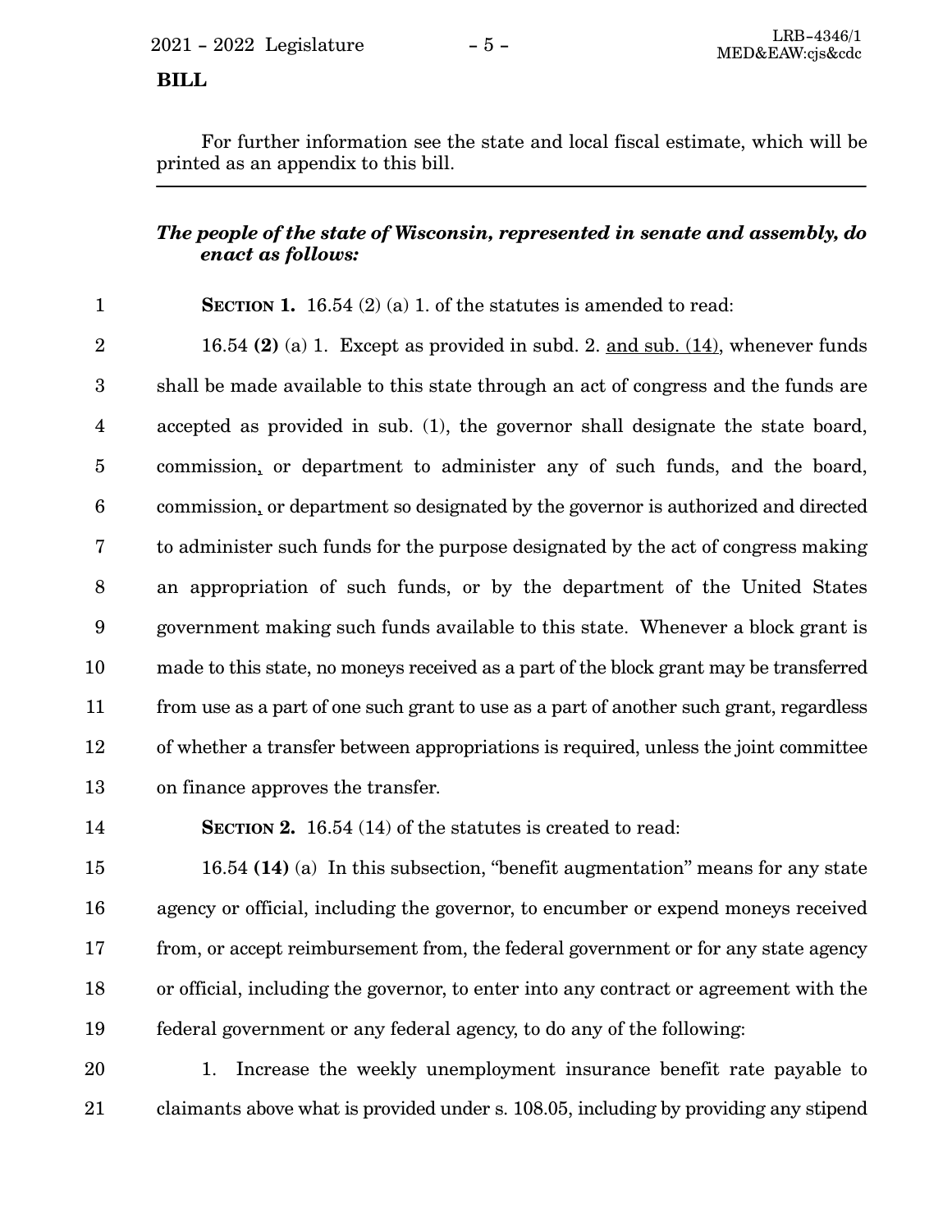For further information see the state and local fiscal estimate, which will be printed as an appendix to this bill.

***The people of the state of Wisconsin, represented in senate and assembly, do enact as follows:***

**SECTION 1.** 16.54 (2) (a) 1. of the statutes is amended to read:

16.54 **(2)** (a) 1. Except as provided in subd. 2. and sub. (14), whenever funds shall be made available to this state through an act of congress and the funds are accepted as provided in sub. (1), the governor shall designate the state board, commission, or department to administer any of such funds, and the board, commission, or department so designated by the governor is authorized and directed to administer such funds for the purpose designated by the act of congress making an appropriation of such funds, or by the department of the United States government making such funds available to this state. Whenever a block grant is made to this state, no moneys received as a part of the block grant may be transferred from use as a part of one such grant to use as a part of another such grant, regardless of whether a transfer between appropriations is required, unless the joint committee on finance approves the transfer.

**SECTION 2.** 16.54 (14) of the statutes is created to read:

16.54 **(14)** (a) In this subsection, "benefit augmentation" means for any state agency or official, including the governor, to encumber or expend moneys received from, or accept reimbursement from, the federal government or for any state agency or official, including the governor, to enter into any contract or agreement with the federal government or any federal agency, to do any of the following:

1. Increase the weekly unemployment insurance benefit rate payable to claimants above what is provided under s. 108.05, including by providing any stipend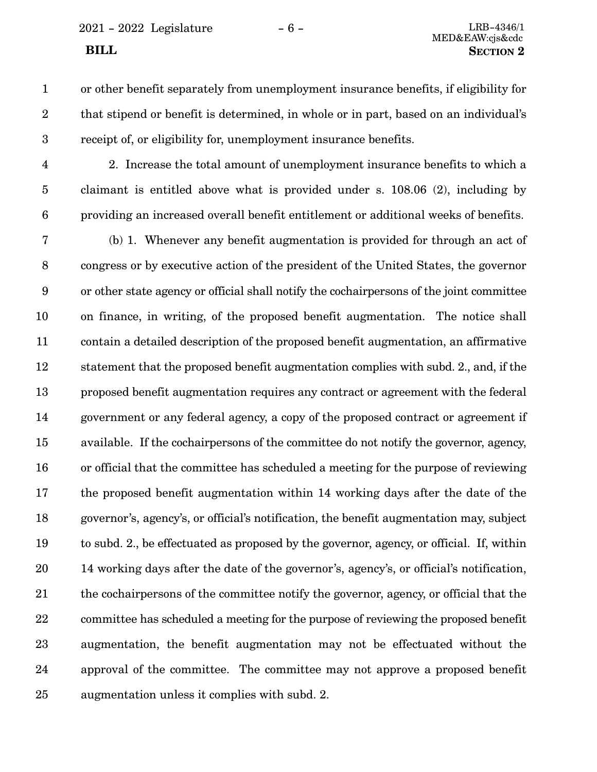or other benefit separately from unemployment insurance benefits, if eligibility for that stipend or benefit is determined, in whole or in part, based on an individual's receipt of, or eligibility for, unemployment insurance benefits.

2. Increase the total amount of unemployment insurance benefits to which a claimant is entitled above what is provided under s. 108.06 (2), including by providing an increased overall benefit entitlement or additional weeks of benefits.

(b) 1. Whenever any benefit augmentation is provided for through an act of congress or by executive action of the president of the United States, the governor or other state agency or official shall notify the cochairpersons of the joint committee on finance, in writing, of the proposed benefit augmentation. The notice shall contain a detailed description of the proposed benefit augmentation, an affirmative statement that the proposed benefit augmentation complies with subd. 2., and, if the proposed benefit augmentation requires any contract or agreement with the federal government or any federal agency, a copy of the proposed contract or agreement if available. If the cochairpersons of the committee do not notify the governor, agency, or official that the committee has scheduled a meeting for the purpose of reviewing the proposed benefit augmentation within 14 working days after the date of the governor's, agency's, or official's notification, the benefit augmentation may, subject to subd. 2., be effectuated as proposed by the governor, agency, or official. If, within 14 working days after the date of the governor's, agency's, or official's notification, the cochairpersons of the committee notify the governor, agency, or official that the committee has scheduled a meeting for the purpose of reviewing the proposed benefit augmentation, the benefit augmentation may not be effectuated without the approval of the committee. The committee may not approve a proposed benefit augmentation unless it complies with subd. 2.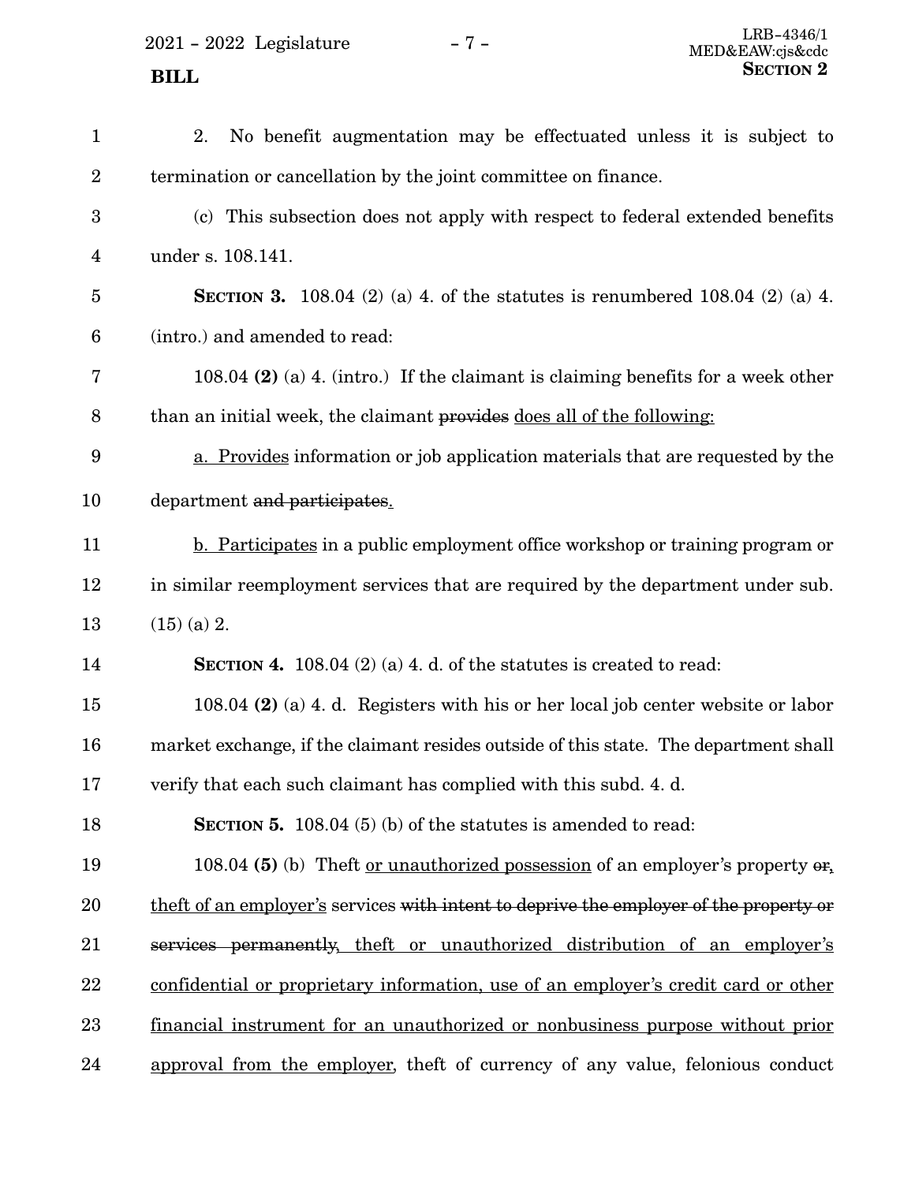2. No benefit augmentation may be effectuated unless it is subject to termination or cancellation by the joint committee on finance.

(c) This subsection does not apply with respect to federal extended benefits under s. 108.141.

**SECTION 3.** 108.04 (2) (a) 4. of the statutes is renumbered 108.04 (2) (a) 4. (intro.) and amended to read:

108.04 **(2)** (a) 4. (intro.) If the claimant is claiming benefits for a week other than an initial week, the claimant ~~provides~~ does all of the following:

a. Provides information or job application materials that are requested by the department ~~and participates~~.

b. Participates in a public employment office workshop or training program or in similar reemployment services that are required by the department under sub. (15) (a) 2.

**SECTION 4.** 108.04 (2) (a) 4. d. of the statutes is created to read:

108.04 **(2)** (a) 4. d. Registers with his or her local job center website or labor market exchange, if the claimant resides outside of this state. The department shall verify that each such claimant has complied with this subd. 4. d.

**SECTION 5.** 108.04 (5) (b) of the statutes is amended to read:

108.04 **(5)** (b) Theft or unauthorized possession of an employer's property ~~or~~, theft of an employer's services ~~with intent to deprive the employer of the property or services permanently~~, theft or unauthorized distribution of an employer's confidential or proprietary information, use of an employer's credit card or other financial instrument for an unauthorized or nonbusiness purpose without prior approval from the employer, theft of currency of any value, felonious conduct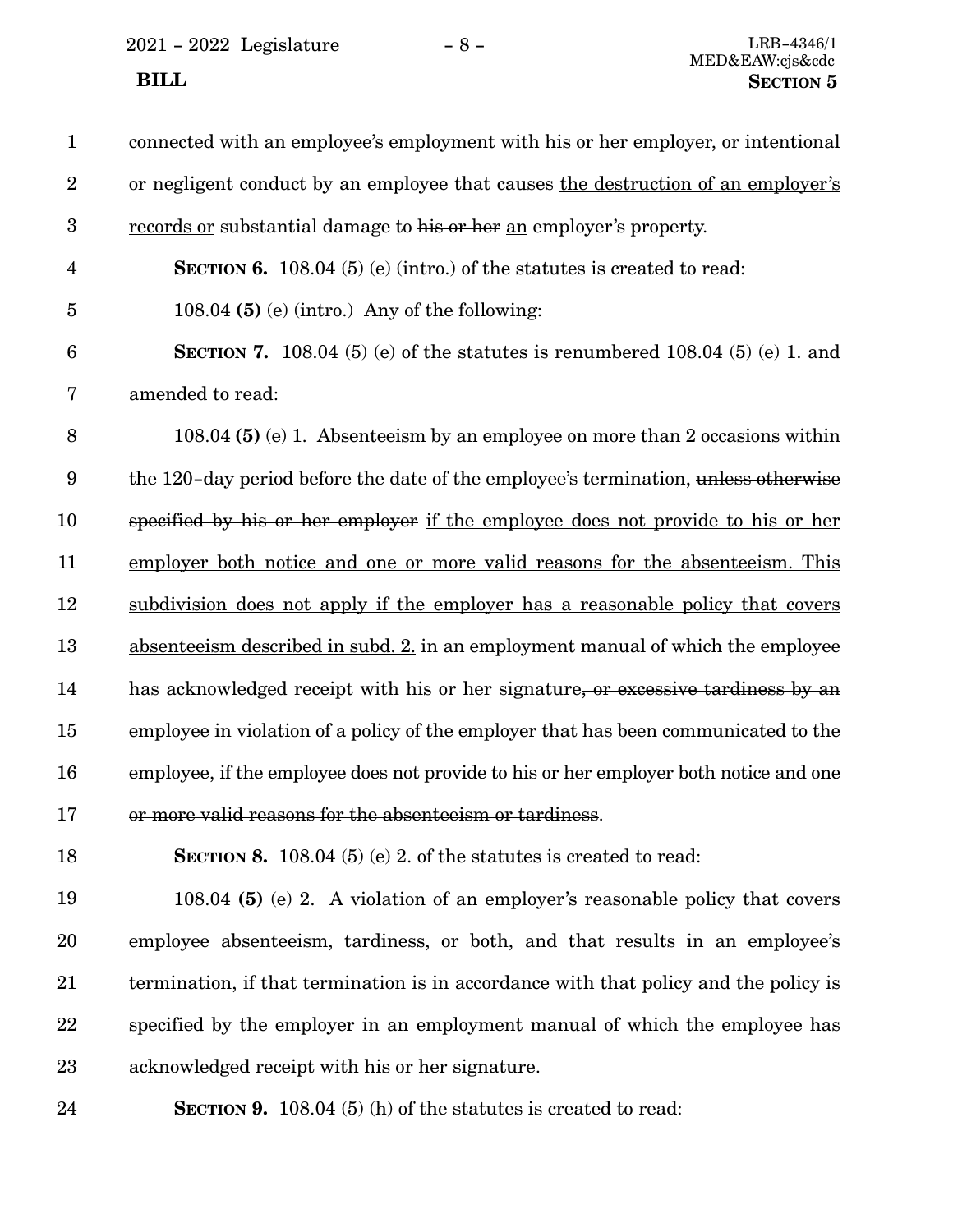connected with an employee's employment with his or her employer, or intentional or negligent conduct by an employee that causes <u>the destruction of an employer's records or</u> substantial damage to ~~his or her~~ <u>an</u> employer's property.

**SECTION 6.** 108.04 (5) (e) (intro.) of the statutes is created to read:

108.04 **(5)** (e) (intro.) Any of the following:

**SECTION 7.** 108.04 (5) (e) of the statutes is renumbered 108.04 (5) (e) 1. and amended to read:

108.04 **(5)** (e) 1. Absenteeism by an employee on more than 2 occasions within the 120-day period before the date of the employee's termination, ~~unless otherwise specified by his or her employer~~ <u>if the employee does not provide to his or her employer both notice and one or more valid reasons for the absenteeism. This subdivision does not apply if the employer has a reasonable policy that covers absenteeism described in subd. 2.</u> in an employment manual of which the employee has acknowledged receipt with his or her signature~~, or excessive tardiness by an employee in violation of a policy of the employer that has been communicated to the employee, if the employee does not provide to his or her employer both notice and one or more valid reasons for the absenteeism or tardiness~~.

**SECTION 8.** 108.04 (5) (e) 2. of the statutes is created to read:

108.04 **(5)** (e) 2. A violation of an employer's reasonable policy that covers employee absenteeism, tardiness, or both, and that results in an employee's termination, if that termination is in accordance with that policy and the policy is specified by the employer in an employment manual of which the employee has acknowledged receipt with his or her signature.

**SECTION 9.** 108.04 (5) (h) of the statutes is created to read: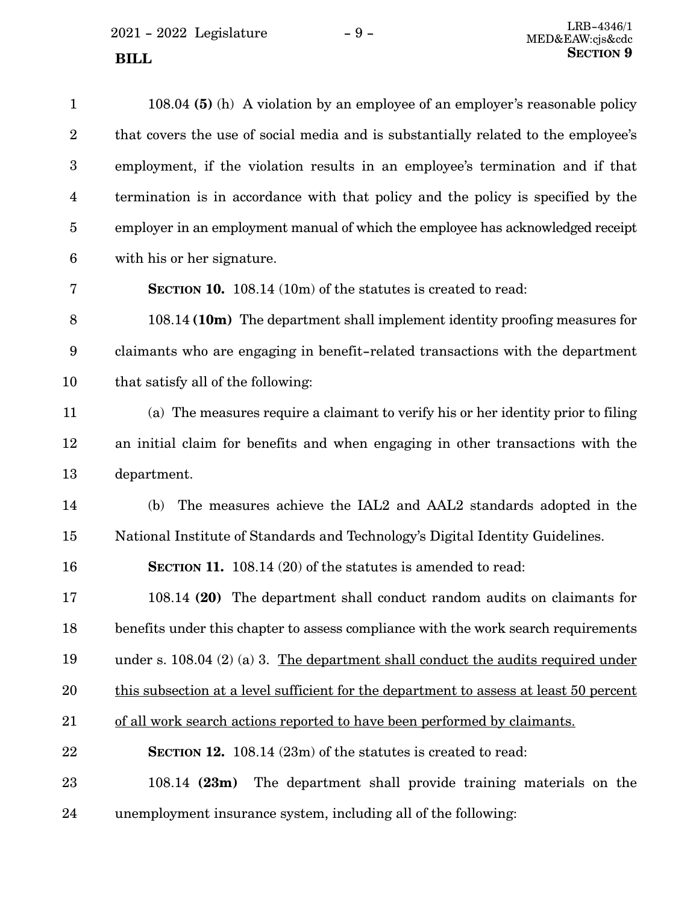108.04 **(5)** (h) A violation by an employee of an employer's reasonable policy that covers the use of social media and is substantially related to the employee's employment, if the violation results in an employee's termination and if that termination is in accordance with that policy and the policy is specified by the employer in an employment manual of which the employee has acknowledged receipt with his or her signature.

**SECTION 10.** 108.14 (10m) of the statutes is created to read:

108.14 **(10m)** The department shall implement identity proofing measures for claimants who are engaging in benefit-related transactions with the department that satisfy all of the following:

(a) The measures require a claimant to verify his or her identity prior to filing an initial claim for benefits and when engaging in other transactions with the department.

(b) The measures achieve the IAL2 and AAL2 standards adopted in the National Institute of Standards and Technology's Digital Identity Guidelines.

**SECTION 11.** 108.14 (20) of the statutes is amended to read:

108.14 **(20)** The department shall conduct random audits on claimants for benefits under this chapter to assess compliance with the work search requirements under s. 108.04 (2) (a) 3. <u>The department shall conduct the audits required under this subsection at a level sufficient for the department to assess at least 50 percent of all work search actions reported to have been performed by claimants.</u>

**SECTION 12.** 108.14 (23m) of the statutes is created to read:

108.14 **(23m)** The department shall provide training materials on the unemployment insurance system, including all of the following: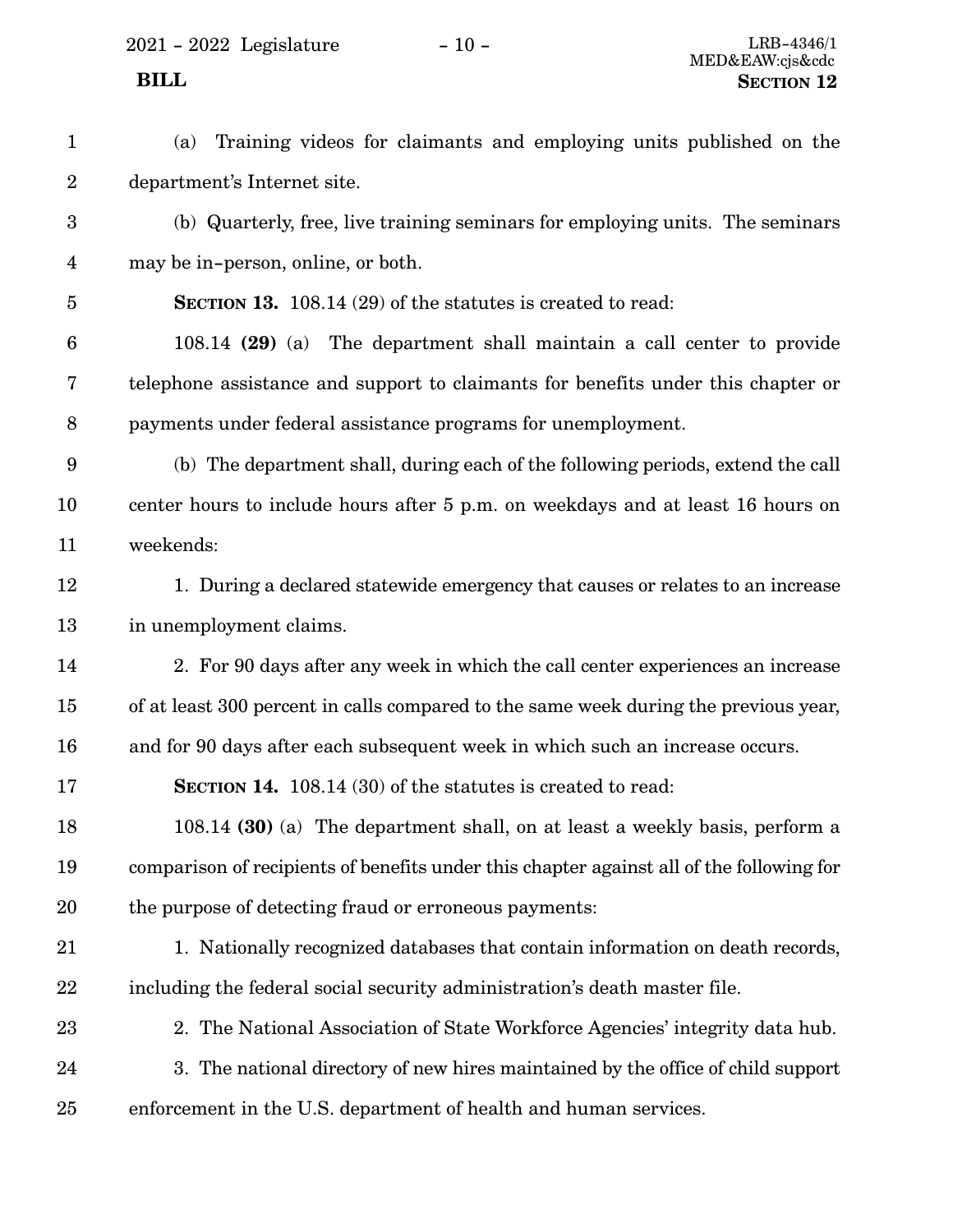(a) Training videos for claimants and employing units published on the department's Internet site.

(b) Quarterly, free, live training seminars for employing units. The seminars may be in-person, online, or both.

**SECTION 13.** 108.14 (29) of the statutes is created to read:

108.14 **(29)** (a) The department shall maintain a call center to provide telephone assistance and support to claimants for benefits under this chapter or payments under federal assistance programs for unemployment.

(b) The department shall, during each of the following periods, extend the call center hours to include hours after 5 p.m. on weekdays and at least 16 hours on weekends:

1. During a declared statewide emergency that causes or relates to an increase in unemployment claims.

2. For 90 days after any week in which the call center experiences an increase of at least 300 percent in calls compared to the same week during the previous year, and for 90 days after each subsequent week in which such an increase occurs.

**SECTION 14.** 108.14 (30) of the statutes is created to read:

108.14 **(30)** (a) The department shall, on at least a weekly basis, perform a comparison of recipients of benefits under this chapter against all of the following for the purpose of detecting fraud or erroneous payments:

1. Nationally recognized databases that contain information on death records, including the federal social security administration's death master file.

2. The National Association of State Workforce Agencies' integrity data hub.

3. The national directory of new hires maintained by the office of child support enforcement in the U.S. department of health and human services.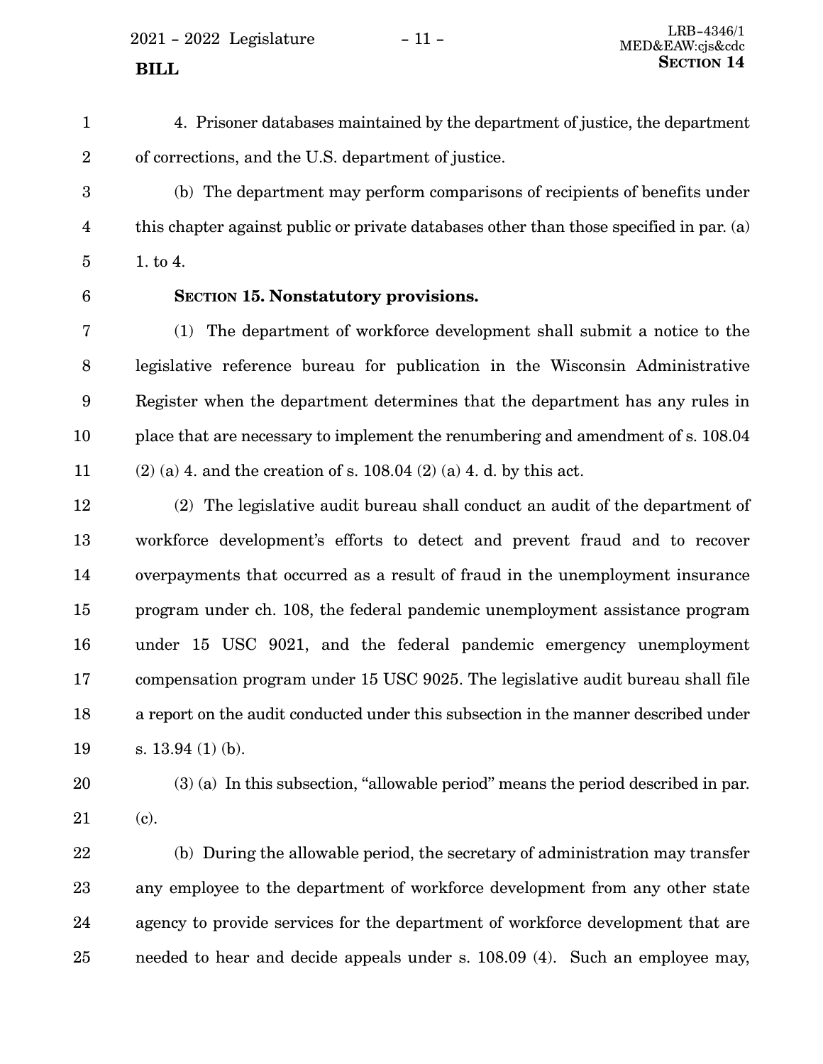4. Prisoner databases maintained by the department of justice, the department of corrections, and the U.S. department of justice.

(b) The department may perform comparisons of recipients of benefits under this chapter against public or private databases other than those specified in par. (a) 1. to 4.

**SECTION 15. Nonstatutory provisions.**

(1) The department of workforce development shall submit a notice to the legislative reference bureau for publication in the Wisconsin Administrative Register when the department determines that the department has any rules in place that are necessary to implement the renumbering and amendment of s. 108.04 (2) (a) 4. and the creation of s. 108.04 (2) (a) 4. d. by this act.

(2) The legislative audit bureau shall conduct an audit of the department of workforce development's efforts to detect and prevent fraud and to recover overpayments that occurred as a result of fraud in the unemployment insurance program under ch. 108, the federal pandemic unemployment assistance program under 15 USC 9021, and the federal pandemic emergency unemployment compensation program under 15 USC 9025. The legislative audit bureau shall file a report on the audit conducted under this subsection in the manner described under s. 13.94 (1) (b).

(3) (a) In this subsection, "allowable period" means the period described in par. (c).

(b) During the allowable period, the secretary of administration may transfer any employee to the department of workforce development from any other state agency to provide services for the department of workforce development that are needed to hear and decide appeals under s. 108.09 (4). Such an employee may,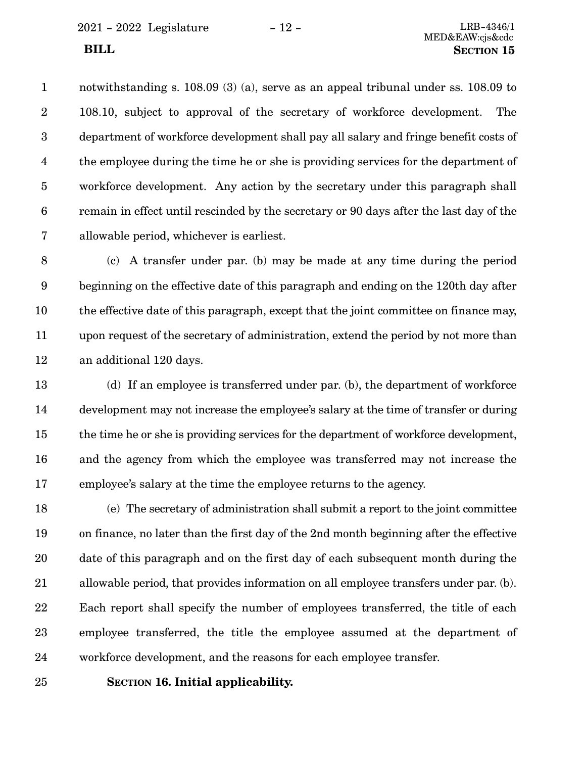notwithstanding s. 108.09 (3) (a), serve as an appeal tribunal under ss. 108.09 to 108.10, subject to approval of the secretary of workforce development. The department of workforce development shall pay all salary and fringe benefit costs of the employee during the time he or she is providing services for the department of workforce development. Any action by the secretary under this paragraph shall remain in effect until rescinded by the secretary or 90 days after the last day of the allowable period, whichever is earliest.

(c) A transfer under par. (b) may be made at any time during the period beginning on the effective date of this paragraph and ending on the 120th day after the effective date of this paragraph, except that the joint committee on finance may, upon request of the secretary of administration, extend the period by not more than an additional 120 days.

(d) If an employee is transferred under par. (b), the department of workforce development may not increase the employee's salary at the time of transfer or during the time he or she is providing services for the department of workforce development, and the agency from which the employee was transferred may not increase the employee's salary at the time the employee returns to the agency.

(e) The secretary of administration shall submit a report to the joint committee on finance, no later than the first day of the 2nd month beginning after the effective date of this paragraph and on the first day of each subsequent month during the allowable period, that provides information on all employee transfers under par. (b). Each report shall specify the number of employees transferred, the title of each employee transferred, the title the employee assumed at the department of workforce development, and the reasons for each employee transfer.

**SECTION 16. Initial applicability.**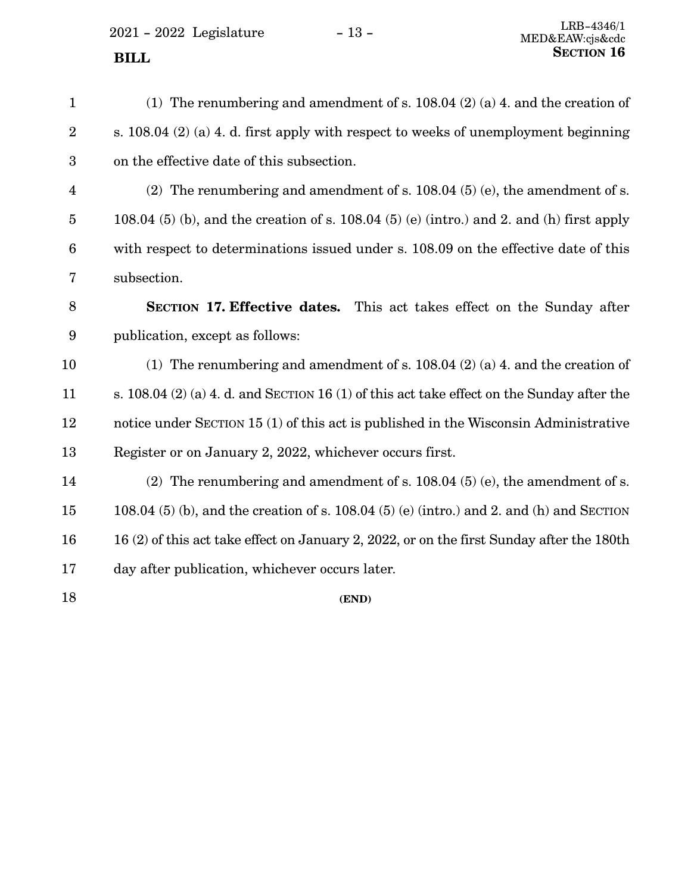(1) The renumbering and amendment of s. 108.04 (2) (a) 4. and the creation of s. 108.04 (2) (a) 4. d. first apply with respect to weeks of unemployment beginning on the effective date of this subsection.

(2) The renumbering and amendment of s. 108.04 (5) (e), the amendment of s. 108.04 (5) (b), and the creation of s. 108.04 (5) (e) (intro.) and 2. and (h) first apply with respect to determinations issued under s. 108.09 on the effective date of this subsection.

**SECTION 17. Effective dates.** This act takes effect on the Sunday after publication, except as follows:

(1) The renumbering and amendment of s. 108.04 (2) (a) 4. and the creation of s. 108.04 (2) (a) 4. d. and SECTION 16 (1) of this act take effect on the Sunday after the notice under SECTION 15 (1) of this act is published in the Wisconsin Administrative Register or on January 2, 2022, whichever occurs first.

(2) The renumbering and amendment of s. 108.04 (5) (e), the amendment of s. 108.04 (5) (b), and the creation of s. 108.04 (5) (e) (intro.) and 2. and (h) and SECTION 16 (2) of this act take effect on January 2, 2022, or on the first Sunday after the 180th day after publication, whichever occurs later.

**(END)**